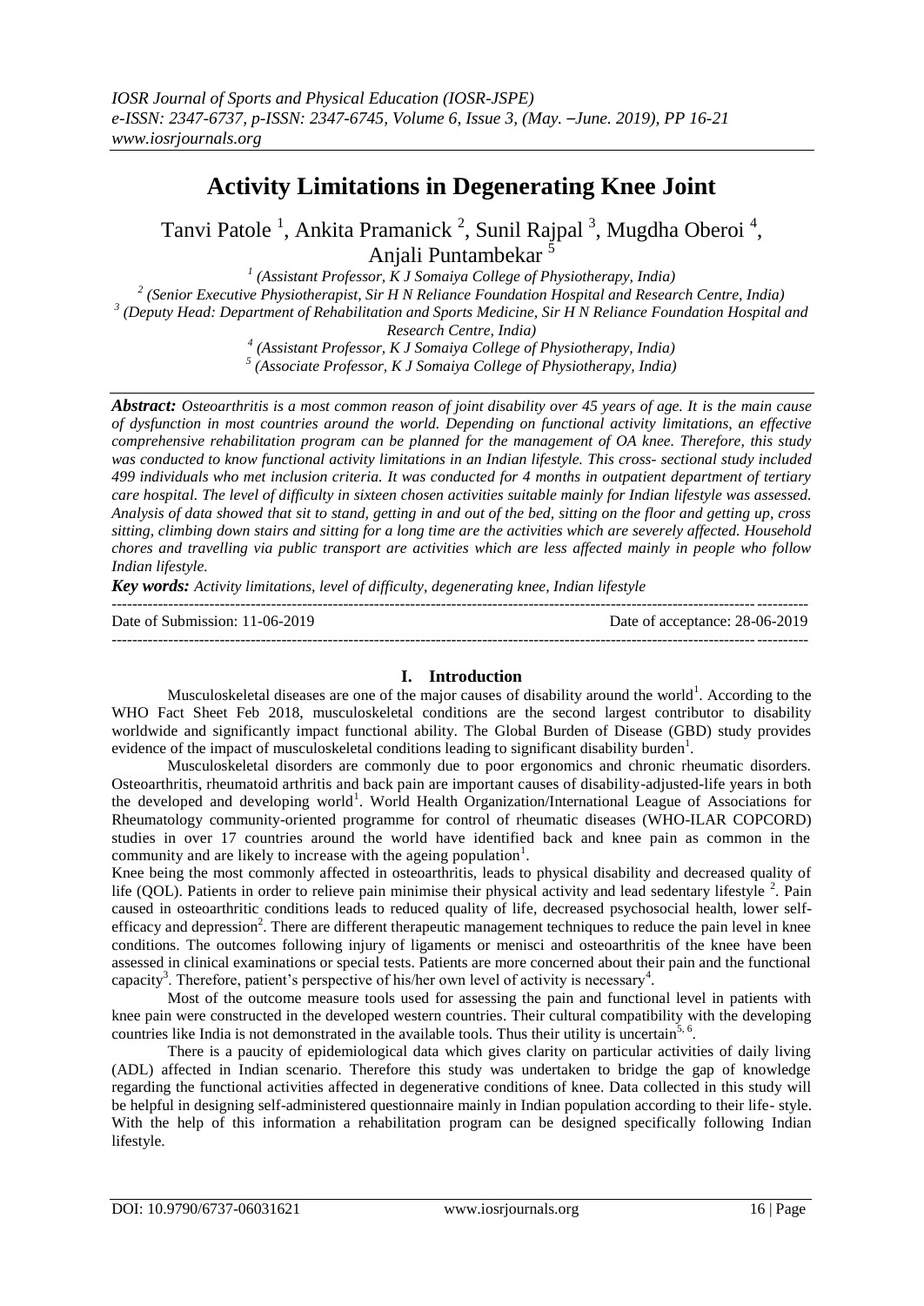# Activity Limitations in Degenerating Knee Joint

Tanvi Patole [1], Ankita Pramanick [2], Sunil Rajpal [3], Mugdha Oberoi [4], Anjali Puntambekar [5]

[1] (Assistant Professor, K J Somaiya College of Physiotherapy, India)
[2] (Senior Executive Physiotherapist, Sir H N Reliance Foundation Hospital and Research Centre, India)
[3] (Deputy Head: Department of Rehabilitation and Sports Medicine, Sir H N Reliance Foundation Hospital and Research Centre, India)
[4] (Assistant Professor, K J Somaiya College of Physiotherapy, India)
[5] (Associate Professor, K J Somaiya College of Physiotherapy, India)

***Abstract:*** *Osteoarthritis is a most common reason of joint disability over 45 years of age. It is the main cause of dysfunction in most countries around the world. Depending on functional activity limitations, an effective comprehensive rehabilitation program can be planned for the management of OA knee. Therefore, this study was conducted to know functional activity limitations in an Indian lifestyle. This cross- sectional study included 499 individuals who met inclusion criteria. It was conducted for 4 months in outpatient department of tertiary care hospital. The level of difficulty in sixteen chosen activities suitable mainly for Indian lifestyle was assessed. Analysis of data showed that sit to stand, getting in and out of the bed, sitting on the floor and getting up, cross sitting, climbing down stairs and sitting for a long time are the activities which are severely affected. Household chores and travelling via public transport are activities which are less affected mainly in people who follow Indian lifestyle.*

***Key words:*** *Activity limitations, level of difficulty, degenerating knee, Indian lifestyle*

---

Date of Submission: 11-06-2019 Date of acceptance: 28-06-2019

---

## I. Introduction

Musculoskeletal diseases are one of the major causes of disability around the world[1]. According to the WHO Fact Sheet Feb 2018, musculoskeletal conditions are the second largest contributor to disability worldwide and significantly impact functional ability. The Global Burden of Disease (GBD) study provides evidence of the impact of musculoskeletal conditions leading to significant disability burden[1].

Musculoskeletal disorders are commonly due to poor ergonomics and chronic rheumatic disorders. Osteoarthritis, rheumatoid arthritis and back pain are important causes of disability-adjusted-life years in both the developed and developing world[1]. World Health Organization/International League of Associations for Rheumatology community-oriented programme for control of rheumatic diseases (WHO-ILAR COPCORD) studies in over 17 countries around the world have identified back and knee pain as common in the community and are likely to increase with the ageing population[1].

Knee being the most commonly affected in osteoarthritis, leads to physical disability and decreased quality of life (QOL). Patients in order to relieve pain minimise their physical activity and lead sedentary lifestyle [2]. Pain caused in osteoarthritic conditions leads to reduced quality of life, decreased psychosocial health, lower self-efficacy and depression[2]. There are different therapeutic management techniques to reduce the pain level in knee conditions. The outcomes following injury of ligaments or menisci and osteoarthritis of the knee have been assessed in clinical examinations or special tests. Patients are more concerned about their pain and the functional capacity[3]. Therefore, patient's perspective of his/her own level of activity is necessary[4].

Most of the outcome measure tools used for assessing the pain and functional level in patients with knee pain were constructed in the developed western countries. Their cultural compatibility with the developing countries like India is not demonstrated in the available tools. Thus their utility is uncertain[5, 6].

There is a paucity of epidemiological data which gives clarity on particular activities of daily living (ADL) affected in Indian scenario. Therefore this study was undertaken to bridge the gap of knowledge regarding the functional activities affected in degenerative conditions of knee. Data collected in this study will be helpful in designing self-administered questionnaire mainly in Indian population according to their life- style. With the help of this information a rehabilitation program can be designed specifically following Indian lifestyle.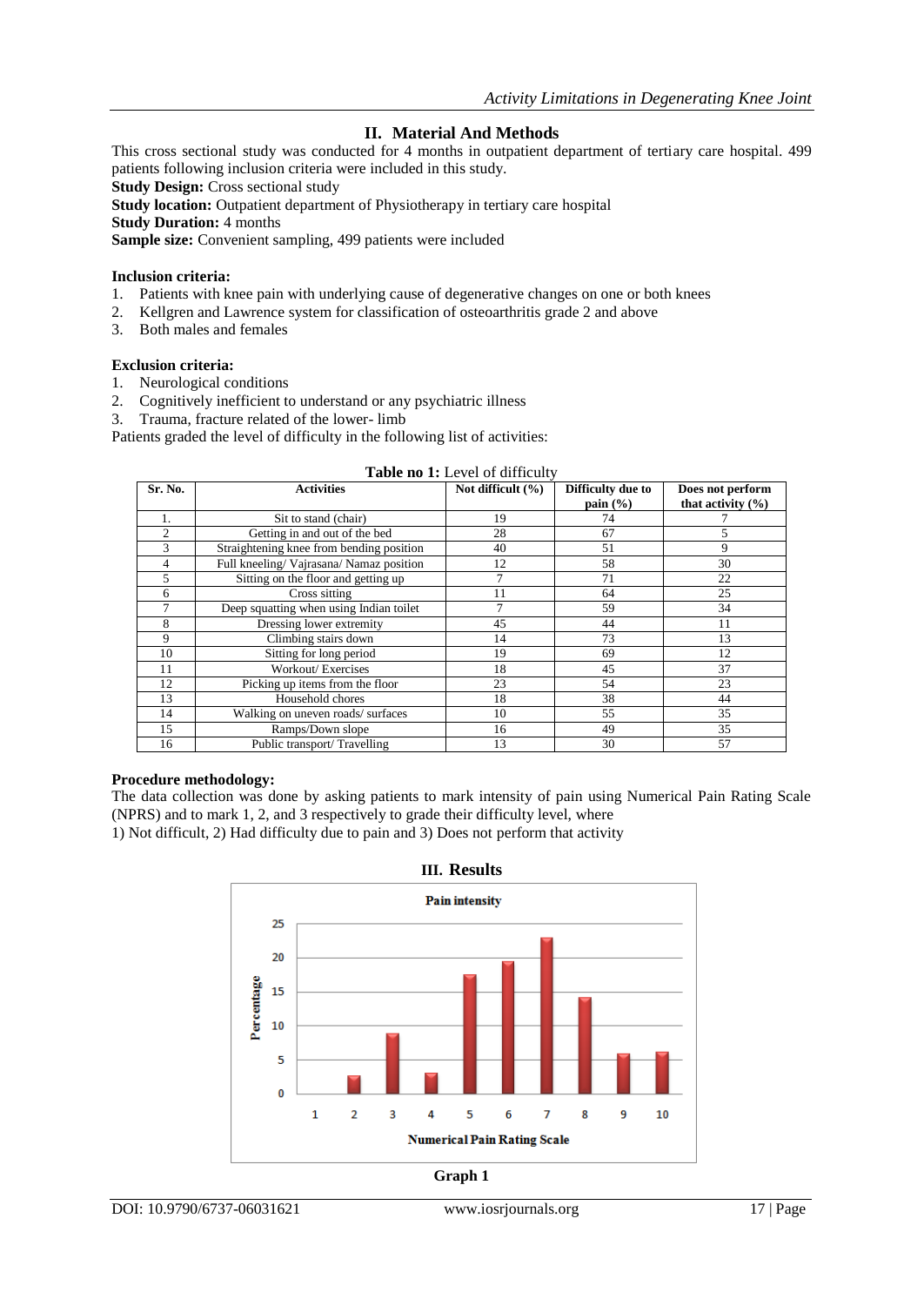## II. Material And Methods

This cross sectional study was conducted for 4 months in outpatient department of tertiary care hospital. 499 patients following inclusion criteria were included in this study.

**Study Design:** Cross sectional study

**Study location:** Outpatient department of Physiotherapy in tertiary care hospital

**Study Duration:** 4 months

**Sample size:** Convenient sampling, 499 patients were included

**Inclusion criteria:**

1. Patients with knee pain with underlying cause of degenerative changes on one or both knees
2. Kellgren and Lawrence system for classification of osteoarthritis grade 2 and above
3. Both males and females

**Exclusion criteria:**

1. Neurological conditions
2. Cognitively inefficient to understand or any psychiatric illness
3. Trauma, fracture related of the lower- limb

Patients graded the level of difficulty in the following list of activities:

**Table no 1:** Level of difficulty

| Sr. No. | Activities | Not difficult (%) | Difficulty due to pain (%) | Does not perform that activity (%) |
|---|---|---|---|---|
| 1. | Sit to stand (chair) | 19 | 74 | 7 |
| 2 | Getting in and out of the bed | 28 | 67 | 5 |
| 3 | Straightening knee from bending position | 40 | 51 | 9 |
| 4 | Full kneeling/ Vajrasana/ Namaz position | 12 | 58 | 30 |
| 5 | Sitting on the floor and getting up | 7 | 71 | 22 |
| 6 | Cross sitting | 11 | 64 | 25 |
| 7 | Deep squatting when using Indian toilet | 7 | 59 | 34 |
| 8 | Dressing lower extremity | 45 | 44 | 11 |
| 9 | Climbing stairs down | 14 | 73 | 13 |
| 10 | Sitting for long period | 19 | 69 | 12 |
| 11 | Workout/ Exercises | 18 | 45 | 37 |
| 12 | Picking up items from the floor | 23 | 54 | 23 |
| 13 | Household chores | 18 | 38 | 44 |
| 14 | Walking on uneven roads/ surfaces | 10 | 55 | 35 |
| 15 | Ramps/Down slope | 16 | 49 | 35 |
| 16 | Public transport/ Travelling | 13 | 30 | 57 |

**Procedure methodology:**

The data collection was done by asking patients to mark intensity of pain using Numerical Pain Rating Scale (NPRS) and to mark 1, 2, and 3 respectively to grade their difficulty level, where

1) Not difficult, 2) Had difficulty due to pain and 3) Does not perform that activity

## III. Results

**Graph 1**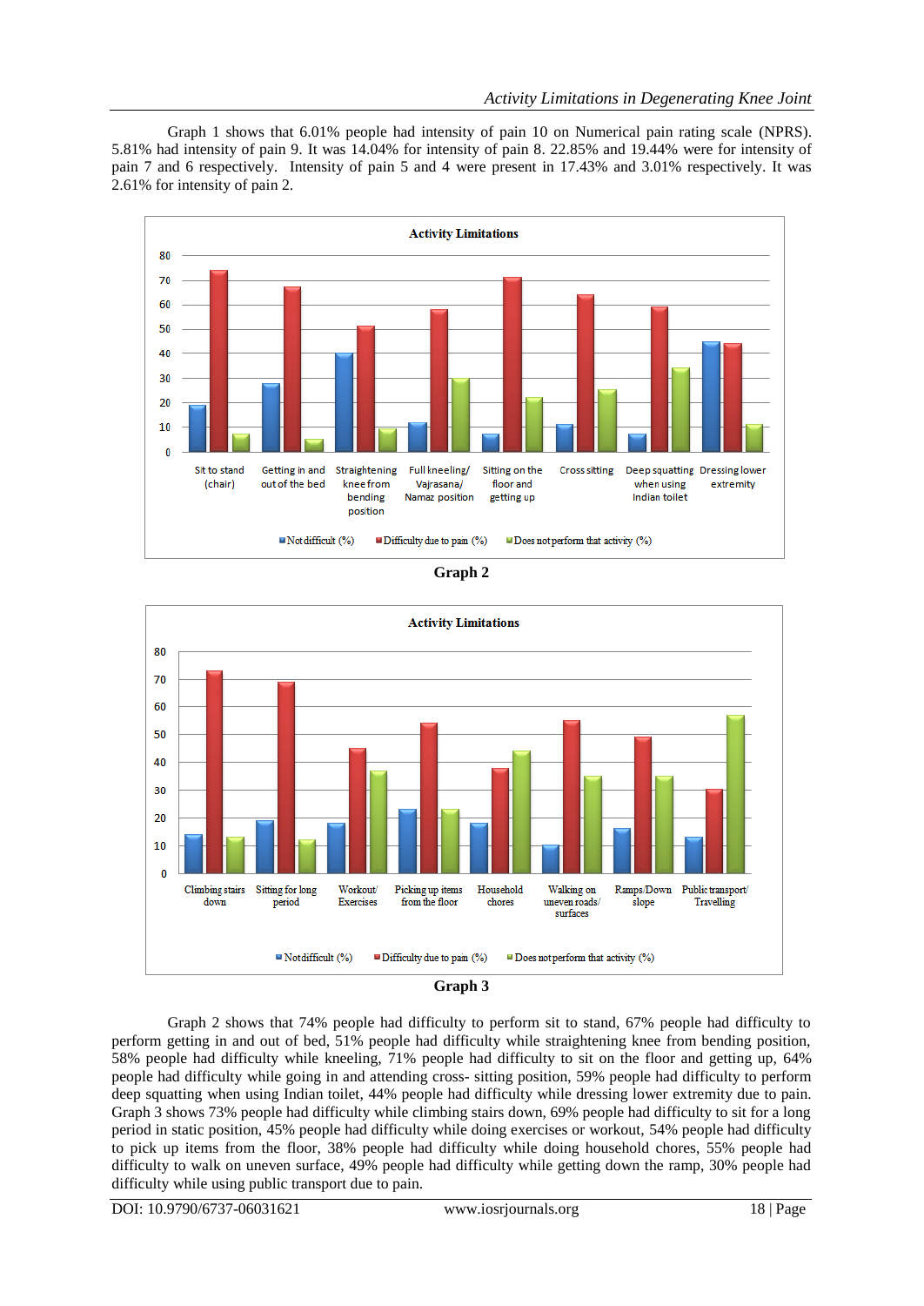Graph 1 shows that 6.01% people had intensity of pain 10 on Numerical pain rating scale (NPRS). 5.81% had intensity of pain 9. It was 14.04% for intensity of pain 8. 22.85% and 19.44% were for intensity of pain 7 and 6 respectively. Intensity of pain 5 and 4 were present in 17.43% and 3.01% respectively. It was 2.61% for intensity of pain 2.

**Activity Limitations**

Graph 2

**Activity Limitations**

Graph 3

Graph 2 shows that 74% people had difficulty to perform sit to stand, 67% people had difficulty to perform getting in and out of bed, 51% people had difficulty while straightening knee from bending position, 58% people had difficulty while kneeling, 71% people had difficulty to sit on the floor and getting up, 64% people had difficulty while going in and attending cross- sitting position, 59% people had difficulty to perform deep squatting when using Indian toilet, 44% people had difficulty while dressing lower extremity due to pain. Graph 3 shows 73% people had difficulty while climbing stairs down, 69% people had difficulty to sit for a long period in static position, 45% people had difficulty while doing exercises or workout, 54% people had difficulty to pick up items from the floor, 38% people had difficulty while doing household chores, 55% people had difficulty to walk on uneven surface, 49% people had difficulty while getting down the ramp, 30% people had difficulty while using public transport due to pain.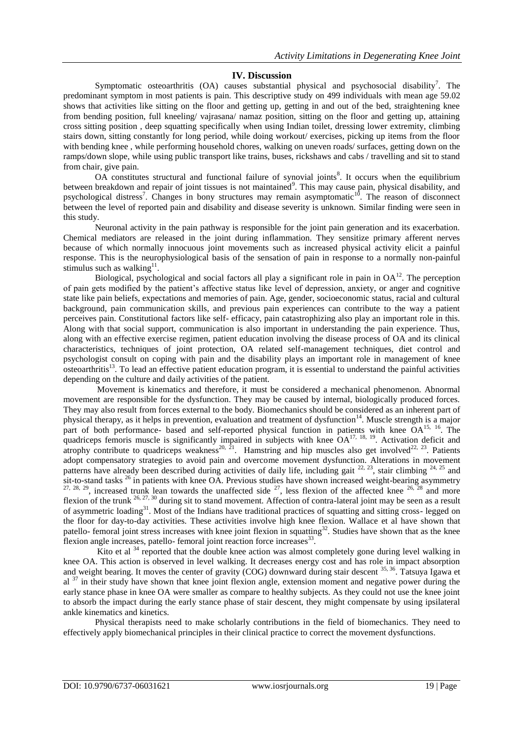## IV. Discussion

Symptomatic osteoarthritis (OA) causes substantial physical and psychosocial disability[7]. The predominant symptom in most patients is pain. This descriptive study on 499 individuals with mean age 59.02 shows that activities like sitting on the floor and getting up, getting in and out of the bed, straightening knee from bending position, full kneeling/ vajrasana/ namaz position, sitting on the floor and getting up, attaining cross sitting position , deep squatting specifically when using Indian toilet, dressing lower extremity, climbing stairs down, sitting constantly for long period, while doing workout/ exercises, picking up items from the floor with bending knee , while performing household chores, walking on uneven roads/ surfaces, getting down on the ramps/down slope, while using public transport like trains, buses, rickshaws and cabs / travelling and sit to stand from chair, give pain.

OA constitutes structural and functional failure of synovial joints[8]. It occurs when the equilibrium between breakdown and repair of joint tissues is not maintained[9]. This may cause pain, physical disability, and psychological distress[7]. Changes in bony structures may remain asymptomatic[10]. The reason of disconnect between the level of reported pain and disability and disease severity is unknown. Similar finding were seen in this study.

Neuronal activity in the pain pathway is responsible for the joint pain generation and its exacerbation. Chemical mediators are released in the joint during inflammation. They sensitize primary afferent nerves because of which normally innocuous joint movements such as increased physical activity elicit a painful response. This is the neurophysiological basis of the sensation of pain in response to a normally non-painful stimulus such as walking[11].

Biological, psychological and social factors all play a significant role in pain in OA[12]. The perception of pain gets modified by the patient's affective status like level of depression, anxiety, or anger and cognitive state like pain beliefs, expectations and memories of pain. Age, gender, socioeconomic status, racial and cultural background, pain communication skills, and previous pain experiences can contribute to the way a patient perceives pain. Constitutional factors like self- efficacy, pain catastrophizing also play an important role in this. Along with that social support, communication is also important in understanding the pain experience. Thus, along with an effective exercise regimen, patient education involving the disease process of OA and its clinical characteristics, techniques of joint protection, OA related self-management techniques, diet control and psychologist consult on coping with pain and the disability plays an important role in management of knee osteoarthritis[13]. To lead an effective patient education program, it is essential to understand the painful activities depending on the culture and daily activities of the patient.

Movement is kinematics and therefore, it must be considered a mechanical phenomenon. Abnormal movement are responsible for the dysfunction. They may be caused by internal, biologically produced forces. They may also result from forces external to the body. Biomechanics should be considered as an inherent part of physical therapy, as it helps in prevention, evaluation and treatment of dysfunction[14]. Muscle strength is a major part of both performance- based and self-reported physical function in patients with knee OA[15, 16]. The quadriceps femoris muscle is significantly impaired in subjects with knee OA[17, 18, 19]. Activation deficit and atrophy contribute to quadriceps weakness[20, 21]. Hamstring and hip muscles also get involved[22, 23]. Patients adopt compensatory strategies to avoid pain and overcome movement dysfunction. Alterations in movement patterns have already been described during activities of daily life, including gait [22, 23], stair climbing [24, 25] and sit-to-stand tasks [26] in patients with knee OA. Previous studies have shown increased weight-bearing asymmetry [27, 28, 29], increased trunk lean towards the unaffected side [27], less flexion of the affected knee [26, 28] and more flexion of the trunk [26, 27, 30] during sit to stand movement. Affection of contra-lateral joint may be seen as a result of asymmetric loading[31]. Most of the Indians have traditional practices of squatting and sitting cross- legged on the floor for day-to-day activities. These activities involve high knee flexion. Wallace et al have shown that patello- femoral joint stress increases with knee joint flexion in squatting[32]. Studies have shown that as the knee flexion angle increases, patello- femoral joint reaction force increases[33].

Kito et al [34] reported that the double knee action was almost completely gone during level walking in knee OA. This action is observed in level walking. It decreases energy cost and has role in impact absorption and weight bearing. It moves the center of gravity (COG) downward during stair descent [35, 36]. Tatsuya Igawa et al [37] in their study have shown that knee joint flexion angle, extension moment and negative power during the early stance phase in knee OA were smaller as compare to healthy subjects. As they could not use the knee joint to absorb the impact during the early stance phase of stair descent, they might compensate by using ipsilateral ankle kinematics and kinetics.

Physical therapists need to make scholarly contributions in the field of biomechanics. They need to effectively apply biomechanical principles in their clinical practice to correct the movement dysfunctions.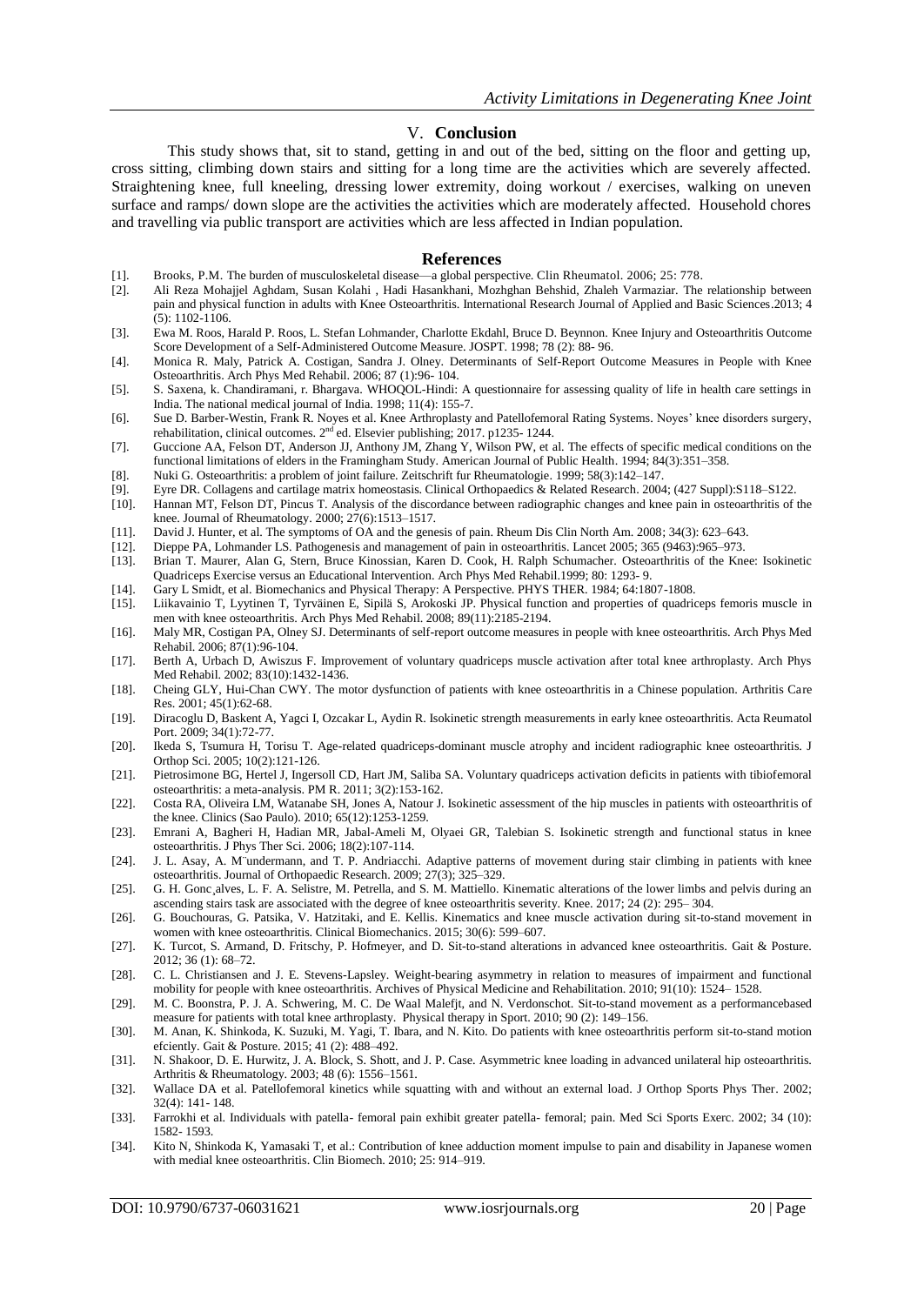## V. Conclusion

This study shows that, sit to stand, getting in and out of the bed, sitting on the floor and getting up, cross sitting, climbing down stairs and sitting for a long time are the activities which are severely affected. Straightening knee, full kneeling, dressing lower extremity, doing workout / exercises, walking on uneven surface and ramps/ down slope are the activities the activities which are moderately affected. Household chores and travelling via public transport are activities which are less affected in Indian population.

## References

[1]. Brooks, P.M. The burden of musculoskeletal disease—a global perspective. Clin Rheumatol. 2006; 25: 778.

[2]. Ali Reza Mohajjel Aghdam, Susan Kolahi , Hadi Hasankhani, Mozhghan Behshid, Zhaleh Varmaziar. The relationship between pain and physical function in adults with Knee Osteoarthritis. International Research Journal of Applied and Basic Sciences.2013; 4 (5): 1102-1106.

[3]. Ewa M. Roos, Harald P. Roos, L. Stefan Lohmander, Charlotte Ekdahl, Bruce D. Beynnon. Knee Injury and Osteoarthritis Outcome Score Development of a Self-Administered Outcome Measure. JOSPT. 1998; 78 (2): 88- 96.

[4]. Monica R. Maly, Patrick A. Costigan, Sandra J. Olney. Determinants of Self-Report Outcome Measures in People with Knee Osteoarthritis. Arch Phys Med Rehabil. 2006; 87 (1):96- 104.

[5]. S. Saxena, k. Chandiramani, r. Bhargava. WHOQOL-Hindi: A questionnaire for assessing quality of life in health care settings in India. The national medical journal of India. 1998; 11(4): 155-7.

[6]. Sue D. Barber-Westin, Frank R. Noyes et al. Knee Arthroplasty and Patellofemoral Rating Systems. Noyes' knee disorders surgery, rehabilitation, clinical outcomes. 2nd ed. Elsevier publishing; 2017. p1235- 1244.

[7]. Guccione AA, Felson DT, Anderson JJ, Anthony JM, Zhang Y, Wilson PW, et al. The effects of specific medical conditions on the functional limitations of elders in the Framingham Study. American Journal of Public Health. 1994; 84(3):351–358.

[8]. Nuki G. Osteoarthritis: a problem of joint failure. Zeitschrift fur Rheumatologie. 1999; 58(3):142–147.

[9]. Eyre DR. Collagens and cartilage matrix homeostasis. Clinical Orthopaedics & Related Research. 2004; (427 Suppl):S118–S122.

[10]. Hannan MT, Felson DT, Pincus T. Analysis of the discordance between radiographic changes and knee pain in osteoarthritis of the knee. Journal of Rheumatology. 2000; 27(6):1513–1517.

[11]. David J. Hunter, et al. The symptoms of OA and the genesis of pain. Rheum Dis Clin North Am. 2008; 34(3): 623–643.

[12]. Dieppe PA, Lohmander LS. Pathogenesis and management of pain in osteoarthritis. Lancet 2005; 365 (9463):965–973.

[13]. Brian T. Maurer, Alan G, Stern, Bruce Kinossian, Karen D. Cook, H. Ralph Schumacher. Osteoarthritis of the Knee: Isokinetic Quadriceps Exercise versus an Educational Intervention. Arch Phys Med Rehabil.1999; 80: 1293- 9.

[14]. Gary L Smidt, et al. Biomechanics and Physical Therapy: A Perspective. PHYS THER. 1984; 64:1807-1808.

[15]. Liikavainio T, Lyytinen T, Tyrväinen E, Sipilä S, Arokoski JP. Physical function and properties of quadriceps femoris muscle in men with knee osteoarthritis. Arch Phys Med Rehabil. 2008; 89(11):2185-2194.

[16]. Maly MR, Costigan PA, Olney SJ. Determinants of self-report outcome measures in people with knee osteoarthritis. Arch Phys Med Rehabil. 2006; 87(1):96-104.

[17]. Berth A, Urbach D, Awiszus F. Improvement of voluntary quadriceps muscle activation after total knee arthroplasty. Arch Phys Med Rehabil. 2002; 83(10):1432-1436.

[18]. Cheing GLY, Hui-Chan CWY. The motor dysfunction of patients with knee osteoarthritis in a Chinese population. Arthritis Care Res. 2001; 45(1):62-68.

[19]. Diracoglu D, Baskent A, Yagci I, Ozcakar L, Aydin R. Isokinetic strength measurements in early knee osteoarthritis. Acta Reumatol Port. 2009; 34(1):72-77.

[20]. Ikeda S, Tsumura H, Torisu T. Age-related quadriceps-dominant muscle atrophy and incident radiographic knee osteoarthritis. J Orthop Sci. 2005; 10(2):121-126.

[21]. Pietrosimone BG, Hertel J, Ingersoll CD, Hart JM, Saliba SA. Voluntary quadriceps activation deficits in patients with tibiofemoral osteoarthritis: a meta-analysis. PM R. 2011; 3(2):153-162.

[22]. Costa RA, Oliveira LM, Watanabe SH, Jones A, Natour J. Isokinetic assessment of the hip muscles in patients with osteoarthritis of the knee. Clinics (Sao Paulo). 2010; 65(12):1253-1259.

[23]. Emrani A, Bagheri H, Hadian MR, Jabal-Ameli M, Olyaei GR, Talebian S. Isokinetic strength and functional status in knee osteoarthritis. J Phys Ther Sci. 2006; 18(2):107-114.

[24]. J. L. Asay, A. M¨undermann, and T. P. Andriacchi. Adaptive patterns of movement during stair climbing in patients with knee osteoarthritis. Journal of Orthopaedic Research. 2009; 27(3); 325–329.

[25]. G. H. Gonc¸alves, L. F. A. Selistre, M. Petrella, and S. M. Mattiello. Kinematic alterations of the lower limbs and pelvis during an ascending stairs task are associated with the degree of knee osteoarthritis severity. Knee. 2017; 24 (2): 295– 304.

[26]. G. Bouchouras, G. Patsika, V. Hatzitaki, and E. Kellis. Kinematics and knee muscle activation during sit-to-stand movement in women with knee osteoarthritis. Clinical Biomechanics. 2015; 30(6): 599–607.

[27]. K. Turcot, S. Armand, D. Fritschy, P. Hofmeyer, and D. Sit-to-stand alterations in advanced knee osteoarthritis. Gait & Posture. 2012; 36 (1): 68–72.

[28]. C. L. Christiansen and J. E. Stevens-Lapsley. Weight-bearing asymmetry in relation to measures of impairment and functional mobility for people with knee osteoarthritis. Archives of Physical Medicine and Rehabilitation. 2010; 91(10): 1524– 1528.

[29]. M. C. Boonstra, P. J. A. Schwering, M. C. De Waal Malefjt, and N. Verdonschot. Sit-to-stand movement as a performancebased measure for patients with total knee arthroplasty. Physical therapy in Sport. 2010; 90 (2): 149–156.

[30]. M. Anan, K. Shinkoda, K. Suzuki, M. Yagi, T. Ibara, and N. Kito. Do patients with knee osteoarthritis perform sit-to-stand motion efciently. Gait & Posture. 2015; 41 (2): 488–492.

[31]. N. Shakoor, D. E. Hurwitz, J. A. Block, S. Shott, and J. P. Case. Asymmetric knee loading in advanced unilateral hip osteoarthritis. Arthritis & Rheumatology. 2003; 48 (6): 1556–1561.

[32]. Wallace DA et al. Patellofemoral kinetics while squatting with and without an external load. J Orthop Sports Phys Ther. 2002; 32(4): 141- 148.

[33]. Farrokhi et al. Individuals with patella- femoral pain exhibit greater patella- femoral; pain. Med Sci Sports Exerc. 2002; 34 (10): 1582- 1593.

[34]. Kito N, Shinkoda K, Yamasaki T, et al.: Contribution of knee adduction moment impulse to pain and disability in Japanese women with medial knee osteoarthritis. Clin Biomech. 2010; 25: 914–919.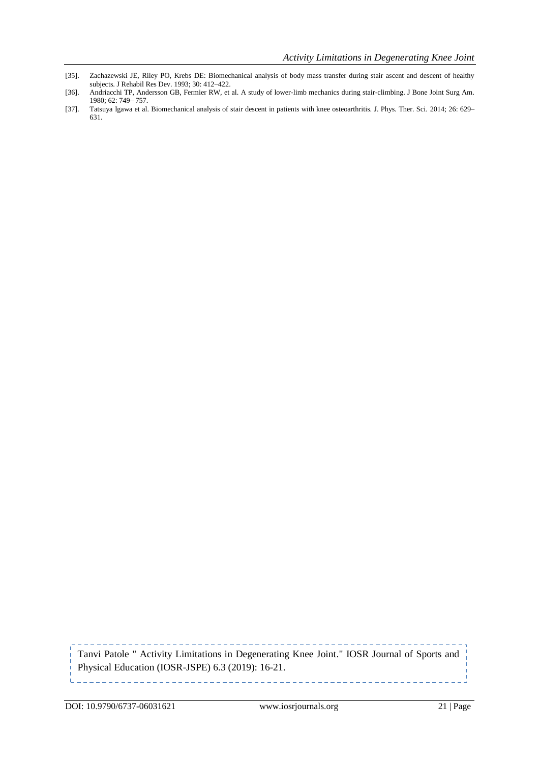[35]. Zachazewski JE, Riley PO, Krebs DE: Biomechanical analysis of body mass transfer during stair ascent and descent of healthy subjects. J Rehabil Res Dev. 1993; 30: 412–422.

[36]. Andriacchi TP, Andersson GB, Fermier RW, et al. A study of lower-limb mechanics during stair-climbing. J Bone Joint Surg Am. 1980; 62: 749– 757.

[37]. Tatsuya Igawa et al. Biomechanical analysis of stair descent in patients with knee osteoarthritis. J. Phys. Ther. Sci. 2014; 26: 629–631.

Tanvi Patole " Activity Limitations in Degenerating Knee Joint." IOSR Journal of Sports and Physical Education (IOSR-JSPE) 6.3 (2019): 16-21.